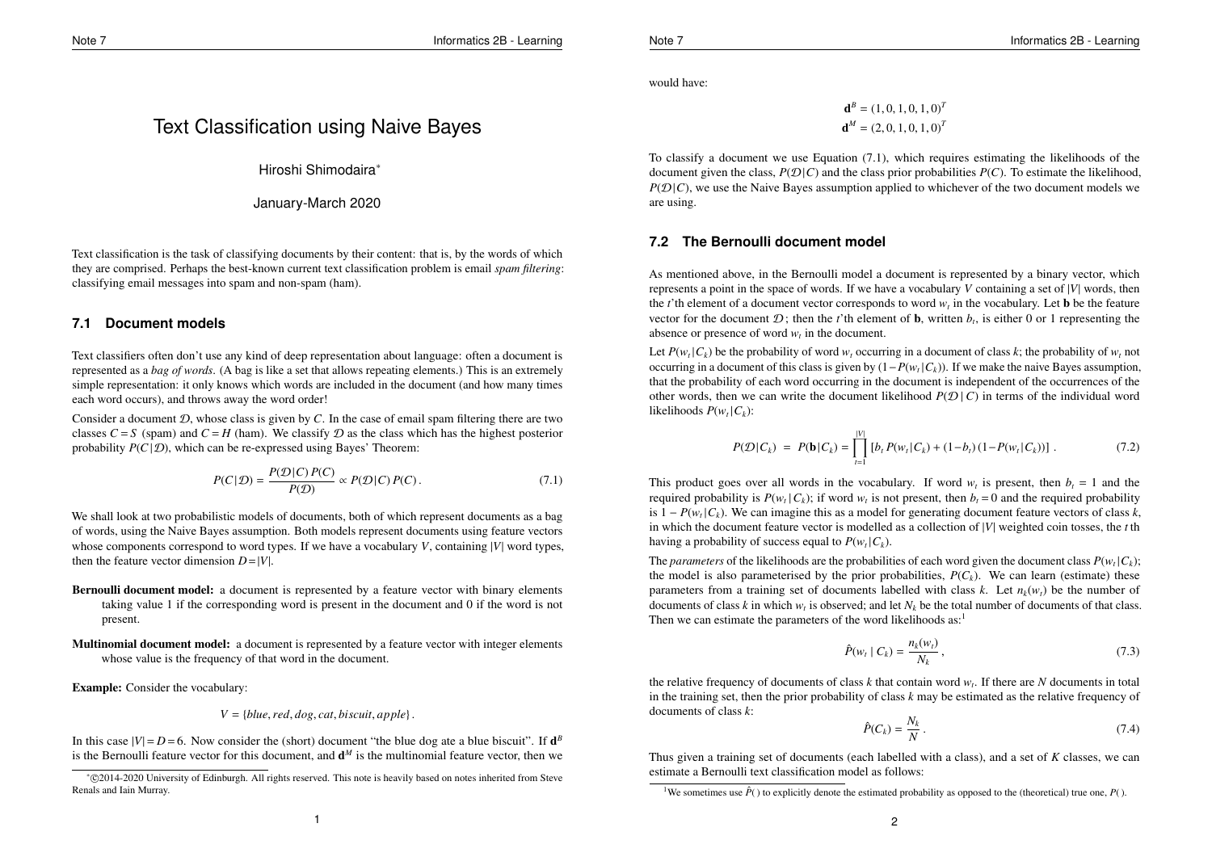# Text Classification using Naive Bayes

Hiroshi Shimodaira[*]

January-March 2020

Text classification is the task of classifying documents by their content: that is, by the words of which they are comprised. Perhaps the best-known current text classification problem is email *spam filtering*: classifying email messages into spam and non-spam (ham).

## 7.1 Document models

Text classifiers often don't use any kind of deep representation about language: often a document is represented as a *bag of words*. (A bag is like a set that allows repeating elements.) This is an extremely simple representation: it only knows which words are included in the document (and how many times each word occurs), and throws away the word order!

Consider a document $\mathcal{D}$, whose class is given by $C$. In the case of email spam filtering there are two classes $C = S$ (spam) and $C = H$ (ham). We classify $\mathcal{D}$ as the class which has the highest posterior probability $P(C \mid \mathcal{D})$, which can be re-expressed using Bayes' Theorem:

$$P(C \mid \mathcal{D}) = \frac{P(\mathcal{D} \mid C)\, P(C)}{P(\mathcal{D})} \propto P(\mathcal{D} \mid C)\, P(C)\,. \tag{7.1}$$

We shall look at two probabilistic models of documents, both of which represent documents as a bag of words, using the Naive Bayes assumption. Both models represent documents using feature vectors whose components correspond to word types. If we have a vocabulary $V$, containing $|V|$ word types, then the feature vector dimension $D = |V|$.

**Bernoulli document model:** a document is represented by a feature vector with binary elements taking value 1 if the corresponding word is present in the document and 0 if the word is not present.

**Multinomial document model:** a document is represented by a feature vector with integer elements whose value is the frequency of that word in the document.

**Example:** Consider the vocabulary:

$$V = \{blue, red, dog, cat, biscuit, apple\}\,.$$

In this case $|V| = D = 6$. Now consider the (short) document "the blue dog ate a blue biscuit". If $\mathbf{d}^B$ is the Bernoulli feature vector for this document, and $\mathbf{d}^M$ is the multinomial feature vector, then we would have:

$$\mathbf{d}^B = (1, 0, 1, 0, 1, 0)^T$$
$$\mathbf{d}^M = (2, 0, 1, 0, 1, 0)^T$$

To classify a document we use Equation (7.1), which requires estimating the likelihoods of the document given the class, $P(\mathcal{D} \mid C)$ and the class prior probabilities $P(C)$. To estimate the likelihood, $P(\mathcal{D} \mid C)$, we use the Naive Bayes assumption applied to whichever of the two document models we are using.

## 7.2 The Bernoulli document model

As mentioned above, in the Bernoulli model a document is represented by a binary vector, which represents a point in the space of words. If we have a vocabulary $V$ containing a set of $|V|$ words, then the $t$'th element of a document vector corresponds to word $w_t$ in the vocabulary. Let $\mathbf{b}$ be the feature vector for the document $\mathcal{D}$; then the $t$'th element of $\mathbf{b}$, written $b_t$, is either 0 or 1 representing the absence or presence of word $w_t$ in the document.

Let $P(w_t \mid C_k)$ be the probability of word $w_t$ occurring in a document of class $k$; the probability of $w_t$ not occurring in a document of this class is given by $(1 - P(w_t \mid C_k))$. If we make the naive Bayes assumption, that the probability of each word occurring in the document is independent of the occurrences of the other words, then we can write the document likelihood $P(\mathcal{D} \mid C)$ in terms of the individual word likelihoods $P(w_t \mid C_k)$:

$$P(\mathcal{D} \mid C_k) = P(\mathbf{b} \mid C_k) = \prod_{t=1}^{|V|} \left[ b_t\, P(w_t \mid C_k) + (1 - b_t)\,(1 - P(w_t \mid C_k)) \right]. \tag{7.2}$$

This product goes over all words in the vocabulary. If word $w_t$ is present, then $b_t = 1$ and the required probability is $P(w_t \mid C_k)$; if word $w_t$ is not present, then $b_t = 0$ and the required probability is $1 - P(w_t \mid C_k)$. We can imagine this as a model for generating document feature vectors of class $k$, in which the document feature vector is modelled as a collection of $|V|$ weighted coin tosses, the $t$ th having a probability of success equal to $P(w_t \mid C_k)$.

The *parameters* of the likelihoods are the probabilities of each word given the document class $P(w_t \mid C_k)$; the model is also parameterised by the prior probabilities, $P(C_k)$. We can learn (estimate) these parameters from a training set of documents labelled with class $k$. Let $n_k(w_t)$ be the number of documents of class $k$ in which $w_t$ is observed; and let $N_k$ be the total number of documents of that class. Then we can estimate the parameters of the word likelihoods as:[1]

$$\hat{P}(w_t \mid C_k) = \frac{n_k(w_t)}{N_k}\,, \tag{7.3}$$

the relative frequency of documents of class $k$ that contain word $w_t$. If there are $N$ documents in total in the training set, then the prior probability of class $k$ may be estimated as the relative frequency of documents of class $k$:

$$\hat{P}(C_k) = \frac{N_k}{N}\,. \tag{7.4}$$

Thus given a training set of documents (each labelled with a class), and a set of $K$ classes, we can estimate a Bernoulli text classification model as follows:

[*] ©2014-2020 University of Edinburgh. All rights reserved. This note is heavily based on notes inherited from Steve Renals and Iain Murray.

[1] We sometimes use $\hat{P}(\,)$ to explicitly denote the estimated probability as opposed to the (theoretical) true one, $P(\,)$.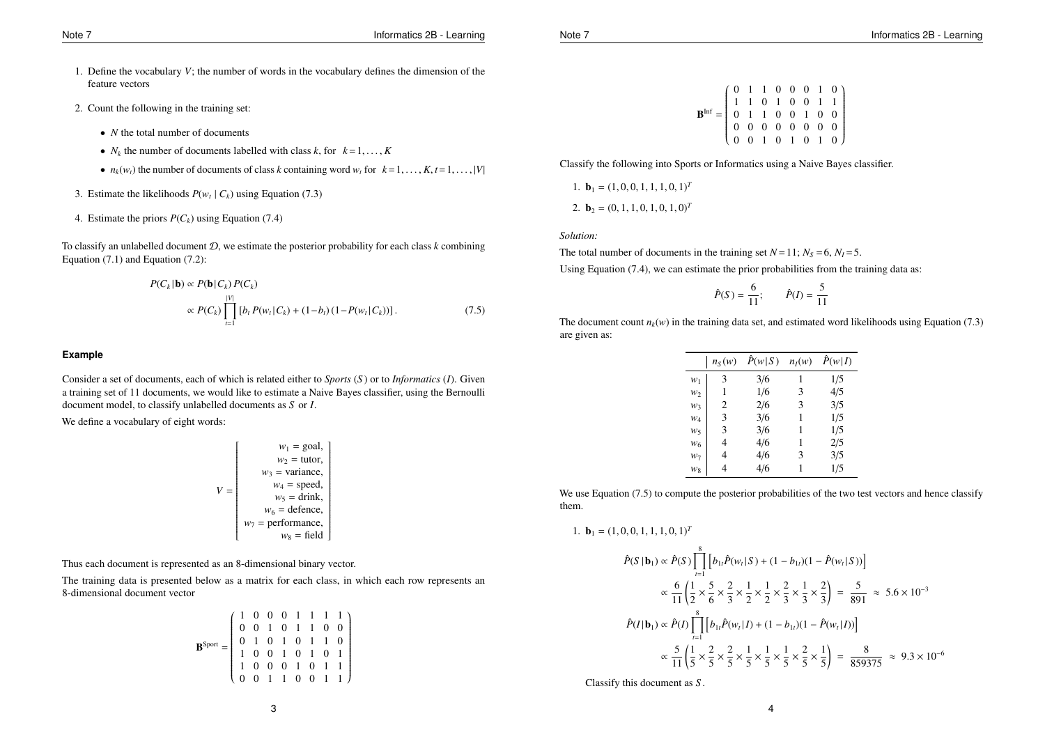1. Define the vocabulary $V$; the number of words in the vocabulary defines the dimension of the feature vectors

2. Count the following in the training set:

   - $N$ the total number of documents
   - $N_k$ the number of documents labelled with class $k$, for $k = 1, \ldots, K$
   - $n_k(w_t)$ the number of documents of class $k$ containing word $w_t$ for $k = 1, \ldots, K, t = 1, \ldots, |V|$

3. Estimate the likelihoods $P(w_t \mid C_k)$ using Equation (7.3)

4. Estimate the priors $P(C_k)$ using Equation (7.4)

To classify an unlabelled document $\mathcal{D}$, we estimate the posterior probability for each class $k$ combining Equation (7.1) and Equation (7.2):

$$
\begin{aligned}
P(C_k \mid \mathbf{b}) &\propto P(\mathbf{b} \mid C_k)\, P(C_k) \\
&\propto P(C_k) \prod_{t=1}^{|V|} \left[ b_t\, P(w_t \mid C_k) + (1 - b_t)\,(1 - P(w_t \mid C_k)) \right]. \qquad (7.5)
\end{aligned}
$$

### Example

Consider a set of documents, each of which is related either to *Sports* ($S$) or to *Informatics* ($I$). Given a training set of 11 documents, we would like to estimate a Naive Bayes classifier, using the Bernoulli document model, to classify unlabelled documents as $S$ or $I$.

We define a vocabulary of eight words:

$$
V = \begin{bmatrix}
w_1 = \text{goal}, \\
w_2 = \text{tutor}, \\
w_3 = \text{variance}, \\
w_4 = \text{speed}, \\
w_5 = \text{drink}, \\
w_6 = \text{defence}, \\
w_7 = \text{performance}, \\
w_8 = \text{field}
\end{bmatrix}
$$

Thus each document is represented as an 8-dimensional binary vector.

The training data is presented below as a matrix for each class, in which each row represents an 8-dimensional document vector

$$
\mathbf{B}^{\text{Sport}} = \begin{pmatrix}
1 & 0 & 0 & 0 & 1 & 1 & 1 & 1 \\
0 & 0 & 1 & 0 & 1 & 1 & 0 & 0 \\
0 & 1 & 0 & 1 & 0 & 1 & 1 & 0 \\
1 & 0 & 0 & 1 & 0 & 1 & 0 & 1 \\
1 & 0 & 0 & 0 & 1 & 0 & 1 & 1 \\
0 & 0 & 1 & 1 & 0 & 0 & 1 & 1
\end{pmatrix}
$$

$$
\mathbf{B}^{\text{Inf}} = \begin{pmatrix}
0 & 1 & 1 & 0 & 0 & 0 & 1 & 0 \\
1 & 1 & 0 & 1 & 0 & 0 & 1 & 1 \\
0 & 1 & 1 & 0 & 0 & 1 & 0 & 0 \\
0 & 0 & 0 & 0 & 0 & 0 & 0 & 0 \\
0 & 0 & 1 & 0 & 1 & 0 & 1 & 0
\end{pmatrix}
$$

Classify the following into Sports or Informatics using a Naive Bayes classifier.

1. $\mathbf{b}_1 = (1, 0, 0, 1, 1, 1, 0, 1)^T$
2. $\mathbf{b}_2 = (0, 1, 1, 0, 1, 0, 1, 0)^T$

*Solution:*

The total number of documents in the training set $N = 11$; $N_S = 6$, $N_I = 5$.

Using Equation (7.4), we can estimate the prior probabilities from the training data as:

$$
\hat{P}(S) = \frac{6}{11}; \qquad \hat{P}(I) = \frac{5}{11}
$$

The document count $n_k(w)$ in the training data set, and estimated word likelihoods using Equation (7.3) are given as:

| | $n_S(w)$ | $\hat{P}(w \mid S)$ | $n_I(w)$ | $\hat{P}(w \mid I)$ |
|---|---|---|---|---|
| $w_1$ | 3 | 3/6 | 1 | 1/5 |
| $w_2$ | 1 | 1/6 | 3 | 4/5 |
| $w_3$ | 2 | 2/6 | 3 | 3/5 |
| $w_4$ | 3 | 3/6 | 1 | 1/5 |
| $w_5$ | 3 | 3/6 | 1 | 1/5 |
| $w_6$ | 4 | 4/6 | 1 | 2/5 |
| $w_7$ | 4 | 4/6 | 3 | 3/5 |
| $w_8$ | 4 | 4/6 | 1 | 1/5 |

We use Equation (7.5) to compute the posterior probabilities of the two test vectors and hence classify them.

1. $\mathbf{b}_1 = (1, 0, 0, 1, 1, 1, 0, 1)^T$

$$
\begin{aligned}
\hat{P}(S \mid \mathbf{b}_1) &\propto \hat{P}(S) \prod_{t=1}^{8} \left[ b_{1t} \hat{P}(w_t \mid S) + (1 - b_{1t})(1 - \hat{P}(w_t \mid S)) \right] \\
&\propto \frac{6}{11} \left( \frac{1}{2} \times \frac{5}{6} \times \frac{2}{3} \times \frac{1}{2} \times \frac{1}{2} \times \frac{2}{3} \times \frac{1}{3} \times \frac{2}{3} \right) = \frac{5}{891} \approx 5.6 \times 10^{-3} \\
\hat{P}(I \mid \mathbf{b}_1) &\propto \hat{P}(I) \prod_{t=1}^{8} \left[ b_{1t} \hat{P}(w_t \mid I) + (1 - b_{1t})(1 - \hat{P}(w_t \mid I)) \right] \\
&\propto \frac{5}{11} \left( \frac{1}{5} \times \frac{2}{5} \times \frac{2}{5} \times \frac{1}{5} \times \frac{1}{5} \times \frac{1}{5} \times \frac{2}{5} \times \frac{1}{5} \right) = \frac{8}{859375} \approx 9.3 \times 10^{-6}
\end{aligned}
$$

Classify this document as $S$.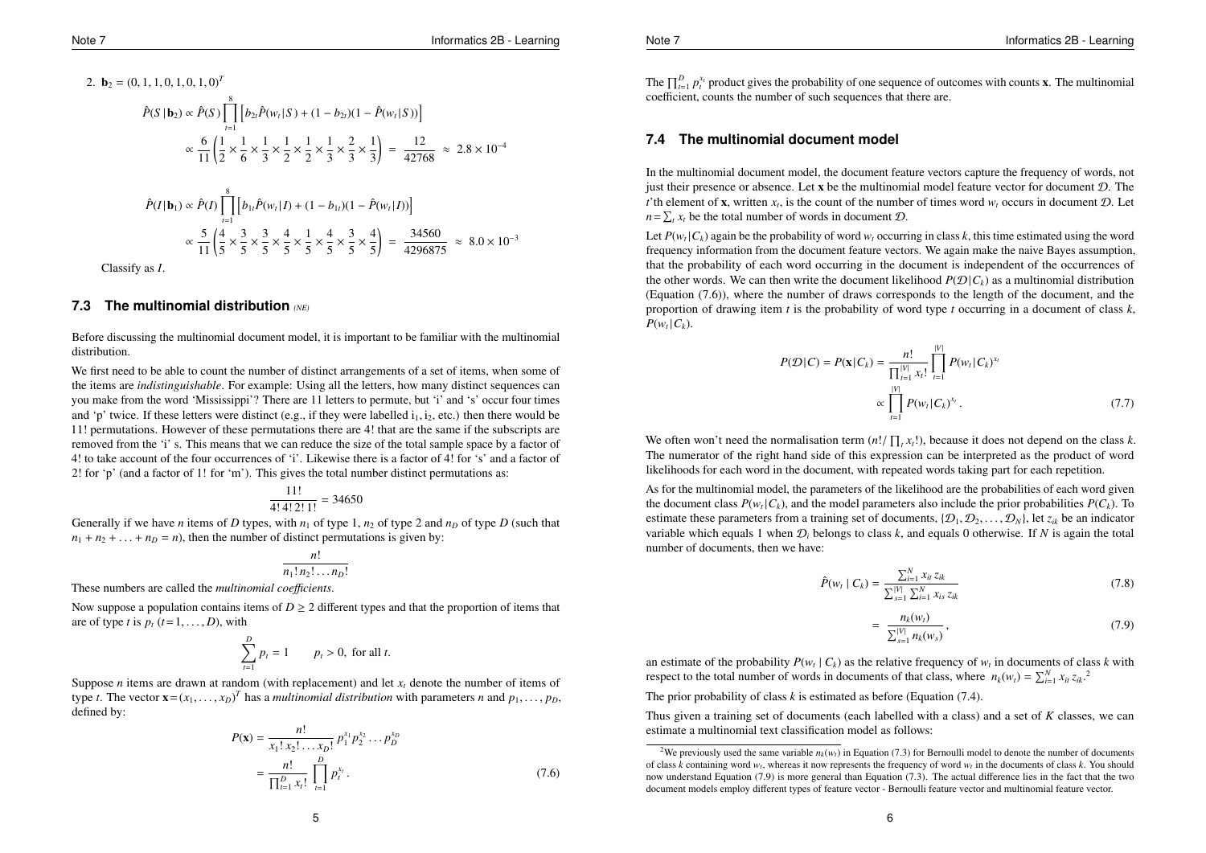2. $\mathbf{b}_2 = (0, 1, 1, 0, 1, 0, 1, 0)^T$

$$\hat{P}(S \mid \mathbf{b}_2) \propto \hat{P}(S) \prod_{t=1}^{8} \left[ b_{2t} \hat{P}(w_t \mid S) + (1 - b_{2t})(1 - \hat{P}(w_t \mid S)) \right]$$

$$\propto \frac{6}{11} \left( \frac{1}{2} \times \frac{1}{6} \times \frac{1}{3} \times \frac{1}{2} \times \frac{1}{2} \times \frac{1}{3} \times \frac{2}{3} \times \frac{1}{3} \right) = \frac{12}{42768} \approx 2.8 \times 10^{-4}$$

$$\hat{P}(I \mid \mathbf{b}_1) \propto \hat{P}(I) \prod_{t=1}^{8} \left[ b_{1t} \hat{P}(w_t \mid I) + (1 - b_{1t})(1 - \hat{P}(w_t \mid I)) \right]$$

$$\propto \frac{5}{11} \left( \frac{4}{5} \times \frac{3}{5} \times \frac{3}{5} \times \frac{4}{5} \times \frac{1}{5} \times \frac{4}{5} \times \frac{3}{5} \times \frac{4}{5} \right) = \frac{34560}{4296875} \approx 8.0 \times 10^{-3}$$

Classify as $I$.

### 7.3 The multinomial distribution *(NE)*

Before discussing the multinomial document model, it is important to be familiar with the multinomial distribution.

We first need to be able to count the number of distinct arrangements of a set of items, when some of the items are *indistinguishable*. For example: Using all the letters, how many distinct sequences can you make from the word 'Mississippi'? There are 11 letters to permute, but 'i' and 's' occur four times and 'p' twice. If these letters were distinct (e.g., if they were labelled $i_1, i_2$, etc.) then there would be 11! permutations. However of these permutations there are 4! that are the same if the subscripts are removed from the 'i' s. This means that we can reduce the size of the total sample space by a factor of 4! to take account of the four occurrences of 'i'. Likewise there is a factor of 4! for 's' and a factor of 2! for 'p' (and a factor of 1! for 'm'). This gives the total number distinct permutations as:

$$\frac{11!}{4!\,4!\,2!\,1!} = 34650$$

Generally if we have $n$ items of $D$ types, with $n_1$ of type 1, $n_2$ of type 2 and $n_D$ of type $D$ (such that $n_1 + n_2 + \ldots + n_D = n$), then the number of distinct permutations is given by:

$$\frac{n!}{n_1!\,n_2!\ldots n_D!}$$

These numbers are called the *multinomial coefficients*.

Now suppose a population contains items of $D \geq 2$ different types and that the proportion of items that are of type $t$ is $p_t$ $(t = 1, \ldots, D)$, with

$$\sum_{t=1}^{D} p_t = 1 \qquad p_t > 0, \text{ for all } t.$$

Suppose $n$ items are drawn at random (with replacement) and let $x_t$ denote the number of items of type $t$. The vector $\mathbf{x} = (x_1, \ldots, x_D)^T$ has a *multinomial distribution* with parameters $n$ and $p_1, \ldots, p_D$, defined by:

$$P(\mathbf{x}) = \frac{n!}{x_1!\,x_2!\ldots x_D!}\, p_1^{x_1} p_2^{x_2} \ldots p_D^{x_D}$$

$$= \frac{n!}{\prod_{t=1}^{D} x_t!} \prod_{t=1}^{D} p_t^{x_t}. \tag{7.6}$$

The $\prod_{t=1}^{D} p_t^{x_t}$ product gives the probability of one sequence of outcomes with counts $\mathbf{x}$. The multinomial coefficient, counts the number of such sequences that there are.

### 7.4 The multinomial document model

In the multinomial document model, the document feature vectors capture the frequency of words, not just their presence or absence. Let $\mathbf{x}$ be the multinomial model feature vector for document $\mathcal{D}$. The $t$'th element of $\mathbf{x}$, written $x_t$, is the count of the number of times word $w_t$ occurs in document $\mathcal{D}$. Let $n = \sum_t x_t$ be the total number of words in document $\mathcal{D}$.

Let $P(w_t|C_k)$ again be the probability of word $w_t$ occurring in class $k$, this time estimated using the word frequency information from the document feature vectors. We again make the naive Bayes assumption, that the probability of each word occurring in the document is independent of the occurrences of the other words. We can then write the document likelihood $P(\mathcal{D}|C_k)$ as a multinomial distribution (Equation (7.6)), where the number of draws corresponds to the length of the document, and the proportion of drawing item $t$ is the probability of word type $t$ occurring in a document of class $k$, $P(w_t|C_k)$.

$$P(\mathcal{D}|C) = P(\mathbf{x}|C_k) = \frac{n!}{\prod_{t=1}^{|V|} x_t!} \prod_{t=1}^{|V|} P(w_t|C_k)^{x_t}$$

$$\propto \prod_{t=1}^{|V|} P(w_t|C_k)^{x_t}. \tag{7.7}$$

We often won't need the normalisation term $(n!/\prod_t x_t!)$, because it does not depend on the class $k$. The numerator of the right hand side of this expression can be interpreted as the product of word likelihoods for each word in the document, with repeated words taking part for each repetition.

As for the multinomial model, the parameters of the likelihood are the probabilities of each word given the document class $P(w_t|C_k)$, and the model parameters also include the prior probabilities $P(C_k)$. To estimate these parameters from a training set of documents, $\{\mathcal{D}_1, \mathcal{D}_2, \ldots, \mathcal{D}_N\}$, let $z_{ik}$ be an indicator variable which equals 1 when $\mathcal{D}_i$ belongs to class $k$, and equals 0 otherwise. If $N$ is again the total number of documents, then we have:

$$\hat{P}(w_t \mid C_k) = \frac{\sum_{i=1}^{N} x_{it} z_{ik}}{\sum_{s=1}^{|V|} \sum_{i=1}^{N} x_{is} z_{ik}} \tag{7.8}$$

$$= \frac{n_k(w_t)}{\sum_{s=1}^{|V|} n_k(w_s)}, \tag{7.9}$$

an estimate of the probability $P(w_t \mid C_k)$ as the relative frequency of $w_t$ in documents of class $k$ with respect to the total number of words in documents of that class, where $n_k(w_t) = \sum_{i=1}^{N} x_{it} z_{ik}$.[2]

The prior probability of class $k$ is estimated as before (Equation (7.4).

Thus given a training set of documents (each labelled with a class) and a set of $K$ classes, we can estimate a multinomial text classification model as follows:

[2] We previously used the same variable $n_k(w_t)$ in Equation (7.3) for Bernoulli model to denote the number of documents of class $k$ containing word $w_t$, whereas it now represents the frequency of word $w_t$ in the documents of class $k$. You should now understand Equation (7.9) is more general than Equation (7.3). The actual difference lies in the fact that the two document models employ different types of feature vector - Bernoulli feature vector and multinomial feature vector.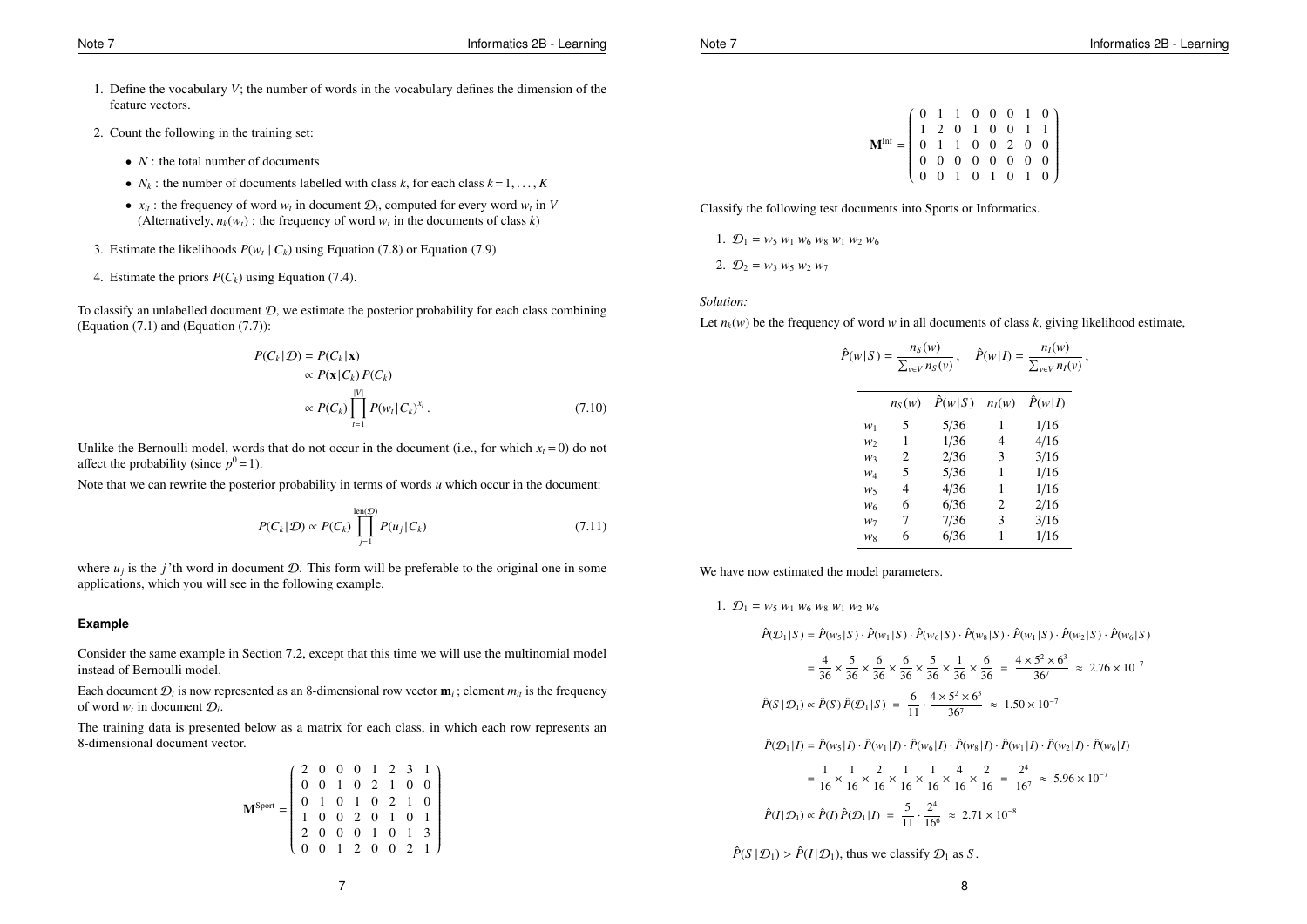1. Define the vocabulary $V$; the number of words in the vocabulary defines the dimension of the feature vectors.

2. Count the following in the training set:

   - $N$ : the total number of documents
   - $N_k$ : the number of documents labelled with class $k$, for each class $k = 1, \ldots, K$
   - $x_{it}$ : the frequency of word $w_t$ in document $\mathcal{D}_i$, computed for every word $w_t$ in $V$ (Alternatively, $n_k(w_t)$ : the frequency of word $w_t$ in the documents of class $k$)

3. Estimate the likelihoods $P(w_t \mid C_k)$ using Equation (7.8) or Equation (7.9).

4. Estimate the priors $P(C_k)$ using Equation (7.4).

To classify an unlabelled document $\mathcal{D}$, we estimate the posterior probability for each class combining (Equation (7.1) and (Equation (7.7)):

$$
\begin{aligned}
P(C_k \mid \mathcal{D}) &= P(C_k \mid \mathbf{x}) \\
&\propto P(\mathbf{x} \mid C_k)\, P(C_k) \\
&\propto P(C_k) \prod_{t=1}^{|V|} P(w_t \mid C_k)^{x_t} . \qquad (7.10)
\end{aligned}
$$

Unlike the Bernoulli model, words that do not occur in the document (i.e., for which $x_t = 0$) do not affect the probability (since $p^0 = 1$).

Note that we can rewrite the posterior probability in terms of words $u$ which occur in the document:

$$
P(C_k \mid \mathcal{D}) \propto P(C_k) \prod_{j=1}^{\mathrm{len}(\mathcal{D})} P(u_j \mid C_k) \qquad (7.11)
$$

where $u_j$ is the $j$'th word in document $\mathcal{D}$. This form will be preferable to the original one in some applications, which you will see in the following example.

#### Example

Consider the same example in Section 7.2, except that this time we will use the multinomial model instead of Bernoulli model.

Each document $\mathcal{D}_i$ is now represented as an 8-dimensional row vector $\mathbf{m}_i$ ; element $m_{it}$ is the frequency of word $w_t$ in document $\mathcal{D}_i$.

The training data is presented below as a matrix for each class, in which each row represents an 8-dimensional document vector.

$$
\mathbf{M}^{\text{Sport}} = \begin{pmatrix}
2 & 0 & 0 & 0 & 1 & 2 & 3 & 1 \\
0 & 0 & 1 & 0 & 2 & 1 & 0 & 0 \\
0 & 1 & 0 & 1 & 0 & 2 & 1 & 0 \\
1 & 0 & 0 & 2 & 0 & 1 & 0 & 1 \\
2 & 0 & 0 & 0 & 1 & 0 & 1 & 3 \\
0 & 0 & 1 & 2 & 0 & 0 & 2 & 1
\end{pmatrix}
$$

$$
\mathbf{M}^{\text{Inf}} = \begin{pmatrix}
0 & 1 & 1 & 0 & 0 & 0 & 1 & 0 \\
1 & 2 & 0 & 1 & 0 & 0 & 1 & 1 \\
0 & 1 & 1 & 0 & 0 & 2 & 0 & 0 \\
0 & 0 & 0 & 0 & 0 & 0 & 0 & 0 \\
0 & 0 & 1 & 0 & 1 & 0 & 1 & 0
\end{pmatrix}
$$

Classify the following test documents into Sports or Informatics.

1. $\mathcal{D}_1 = w_5\ w_1\ w_6\ w_8\ w_1\ w_2\ w_6$
2. $\mathcal{D}_2 = w_3\ w_5\ w_2\ w_7$

*Solution:*

Let $n_k(w)$ be the frequency of word $w$ in all documents of class $k$, giving likelihood estimate,

$$
\hat{P}(w \mid S) = \frac{n_S(w)}{\sum_{v \in V} n_S(v)}, \quad \hat{P}(w \mid I) = \frac{n_I(w)}{\sum_{v \in V} n_I(v)},
$$

| | $n_S(w)$ | $\hat{P}(w \mid S)$ | $n_I(w)$ | $\hat{P}(w \mid I)$ |
|---|---|---|---|---|
| $w_1$ | 5 | 5/36 | 1 | 1/16 |
| $w_2$ | 1 | 1/36 | 4 | 4/16 |
| $w_3$ | 2 | 2/36 | 3 | 3/16 |
| $w_4$ | 5 | 5/36 | 1 | 1/16 |
| $w_5$ | 4 | 4/36 | 1 | 1/16 |
| $w_6$ | 6 | 6/36 | 2 | 2/16 |
| $w_7$ | 7 | 7/36 | 3 | 3/16 |
| $w_8$ | 6 | 6/36 | 1 | 1/16 |

We have now estimated the model parameters.

1. $\mathcal{D}_1 = w_5\ w_1\ w_6\ w_8\ w_1\ w_2\ w_6$

$$
\hat{P}(\mathcal{D}_1 \mid S) = \hat{P}(w_5 \mid S) \cdot \hat{P}(w_1 \mid S) \cdot \hat{P}(w_6 \mid S) \cdot \hat{P}(w_8 \mid S) \cdot \hat{P}(w_1 \mid S) \cdot \hat{P}(w_2 \mid S) \cdot \hat{P}(w_6 \mid S)
$$

$$
= \frac{4}{36} \times \frac{5}{36} \times \frac{6}{36} \times \frac{6}{36} \times \frac{5}{36} \times \frac{1}{36} \times \frac{6}{36} = \frac{4 \times 5^2 \times 6^3}{36^7} \approx 2.76 \times 10^{-7}
$$

$$
\hat{P}(S \mid \mathcal{D}_1) \propto \hat{P}(S)\, \hat{P}(\mathcal{D}_1 \mid S) = \frac{6}{11} \cdot \frac{4 \times 5^2 \times 6^3}{36^7} \approx 1.50 \times 10^{-7}
$$

$$
\hat{P}(\mathcal{D}_1 \mid I) = \hat{P}(w_5 \mid I) \cdot \hat{P}(w_1 \mid I) \cdot \hat{P}(w_6 \mid I) \cdot \hat{P}(w_8 \mid I) \cdot \hat{P}(w_1 \mid I) \cdot \hat{P}(w_2 \mid I) \cdot \hat{P}(w_6 \mid I)
$$

$$
= \frac{1}{16} \times \frac{1}{16} \times \frac{2}{16} \times \frac{1}{16} \times \frac{1}{16} \times \frac{4}{16} \times \frac{2}{16} = \frac{2^4}{16^7} \approx 5.96 \times 10^{-7}
$$

$$
\hat{P}(I \mid \mathcal{D}_1) \propto \hat{P}(I)\, \hat{P}(\mathcal{D}_1 \mid I) = \frac{5}{11} \cdot \frac{2^4}{16^6} \approx 2.71 \times 10^{-8}
$$

$\hat{P}(S \mid \mathcal{D}_1) > \hat{P}(I \mid \mathcal{D}_1)$, thus we classify $\mathcal{D}_1$ as $S$.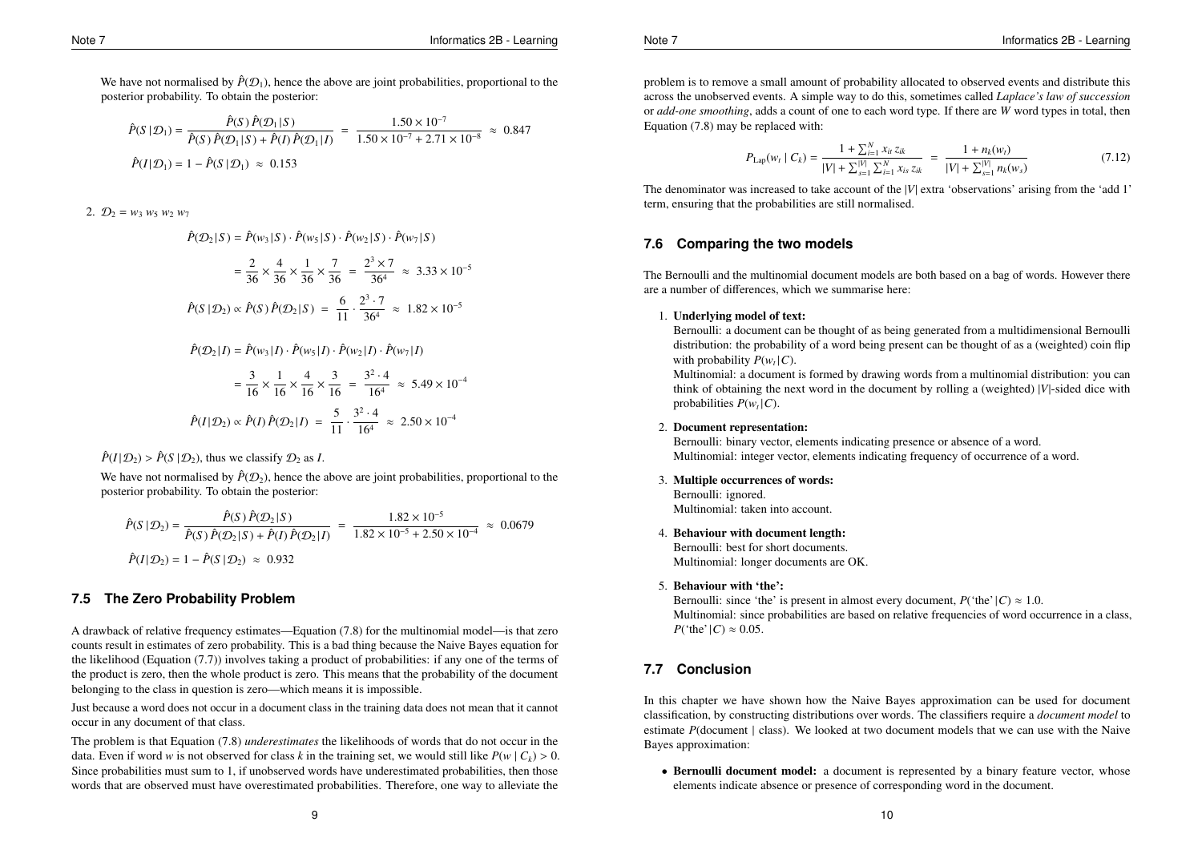We have not normalised by $\hat{P}(\mathcal{D}_1)$, hence the above are joint probabilities, proportional to the posterior probability. To obtain the posterior:

$$\hat{P}(S\,|\,\mathcal{D}_1) = \frac{\hat{P}(S)\,\hat{P}(\mathcal{D}_1|S)}{\hat{P}(S)\,\hat{P}(\mathcal{D}_1|S) + \hat{P}(I)\,\hat{P}(\mathcal{D}_1|I)} = \frac{1.50 \times 10^{-7}}{1.50 \times 10^{-7} + 2.71 \times 10^{-8}} \approx 0.847$$

$$\hat{P}(I|\mathcal{D}_1) = 1 - \hat{P}(S\,|\,\mathcal{D}_1) \approx 0.153$$

2. $\mathcal{D}_2 = w_3\, w_5\, w_2\, w_7$

$$\hat{P}(\mathcal{D}_2|S) = \hat{P}(w_3|S) \cdot \hat{P}(w_5|S) \cdot \hat{P}(w_2|S) \cdot \hat{P}(w_7|S)$$

$$= \frac{2}{36} \times \frac{4}{36} \times \frac{1}{36} \times \frac{7}{36} = \frac{2^3 \times 7}{36^4} \approx 3.33 \times 10^{-5}$$

$$\hat{P}(S\,|\,\mathcal{D}_2) \propto \hat{P}(S)\,\hat{P}(\mathcal{D}_2|S) = \frac{6}{11} \cdot \frac{2^3 \cdot 7}{36^4} \approx 1.82 \times 10^{-5}$$

$$\hat{P}(\mathcal{D}_2|I) = \hat{P}(w_3|I) \cdot \hat{P}(w_5|I) \cdot \hat{P}(w_2|I) \cdot \hat{P}(w_7|I)$$

$$= \frac{3}{16} \times \frac{1}{16} \times \frac{4}{16} \times \frac{3}{16} = \frac{3^2 \cdot 4}{16^4} \approx 5.49 \times 10^{-4}$$

$$\hat{P}(I|\mathcal{D}_2) \propto \hat{P}(I)\,\hat{P}(\mathcal{D}_2|I) = \frac{5}{11} \cdot \frac{3^2 \cdot 4}{16^4} \approx 2.50 \times 10^{-4}$$

$\hat{P}(I|\mathcal{D}_2) > \hat{P}(S\,|\,\mathcal{D}_2)$, thus we classify $\mathcal{D}_2$ as $I$.

We have not normalised by $\hat{P}(\mathcal{D}_2)$, hence the above are joint probabilities, proportional to the posterior probability. To obtain the posterior:

$$\hat{P}(S\,|\,\mathcal{D}_2) = \frac{\hat{P}(S)\,\hat{P}(\mathcal{D}_2|S)}{\hat{P}(S)\,\hat{P}(\mathcal{D}_2|S) + \hat{P}(I)\,\hat{P}(\mathcal{D}_2|I)} = \frac{1.82 \times 10^{-5}}{1.82 \times 10^{-5} + 2.50 \times 10^{-4}} \approx 0.0679$$

$$\hat{P}(I|\mathcal{D}_2) = 1 - \hat{P}(S\,|\,\mathcal{D}_2) \approx 0.932$$

## 7.5 The Zero Probability Problem

A drawback of relative frequency estimates—Equation (7.8) for the multinomial model—is that zero counts result in estimates of zero probability. This is a bad thing because the Naive Bayes equation for the likelihood (Equation (7.7)) involves taking a product of probabilities: if any one of the terms of the product is zero, then the whole product is zero. This means that the probability of the document belonging to the class in question is zero—which means it is impossible.

Just because a word does not occur in a document class in the training data does not mean that it cannot occur in any document of that class.

The problem is that Equation (7.8) *underestimates* the likelihoods of words that do not occur in the data. Even if word $w$ is not observed for class $k$ in the training set, we would still like $P(w \mid C_k) > 0$. Since probabilities must sum to 1, if unobserved words have underestimated probabilities, then those words that are observed must have overestimated probabilities. Therefore, one way to alleviate the problem is to remove a small amount of probability allocated to observed events and distribute this across the unobserved events. A simple way to do this, sometimes called *Laplace's law of succession* or *add-one smoothing*, adds a count of one to each word type. If there are $W$ word types in total, then Equation (7.8) may be replaced with:

$$P_{\text{Lap}}(w_t \mid C_k) = \frac{1 + \sum_{i=1}^{N} x_{it}\, z_{ik}}{|V| + \sum_{s=1}^{|V|} \sum_{i=1}^{N} x_{is}\, z_{ik}} = \frac{1 + n_k(w_t)}{|V| + \sum_{s=1}^{|V|} n_k(w_s)} \tag{7.12}$$

The denominator was increased to take account of the $|V|$ extra 'observations' arising from the 'add 1' term, ensuring that the probabilities are still normalised.

## 7.6 Comparing the two models

The Bernoulli and the multinomial document models are both based on a bag of words. However there are a number of differences, which we summarise here:

1. **Underlying model of text:**
   Bernoulli: a document can be thought of as being generated from a multidimensional Bernoulli distribution: the probability of a word being present can be thought of as a (weighted) coin flip with probability $P(w_t|C)$.
   Multinomial: a document is formed by drawing words from a multinomial distribution: you can think of obtaining the next word in the document by rolling a (weighted) $|V|$-sided dice with probabilities $P(w_t|C)$.

2. **Document representation:**
   Bernoulli: binary vector, elements indicating presence or absence of a word.
   Multinomial: integer vector, elements indicating frequency of occurrence of a word.

3. **Multiple occurrences of words:**
   Bernoulli: ignored.
   Multinomial: taken into account.

4. **Behaviour with document length:**
   Bernoulli: best for short documents.
   Multinomial: longer documents are OK.

5. **Behaviour with 'the':**
   Bernoulli: since 'the' is present in almost every document, $P(\text{'the'}\,|C) \approx 1.0$.
   Multinomial: since probabilities are based on relative frequencies of word occurrence in a class, $P(\text{'the'}\,|C) \approx 0.05$.

## 7.7 Conclusion

In this chapter we have shown how the Naive Bayes approximation can be used for document classification, by constructing distributions over words. The classifiers require a *document model* to estimate $P(\text{document} \mid \text{class})$. We looked at two document models that we can use with the Naive Bayes approximation:

- **Bernoulli document model:** a document is represented by a binary feature vector, whose elements indicate absence or presence of corresponding word in the document.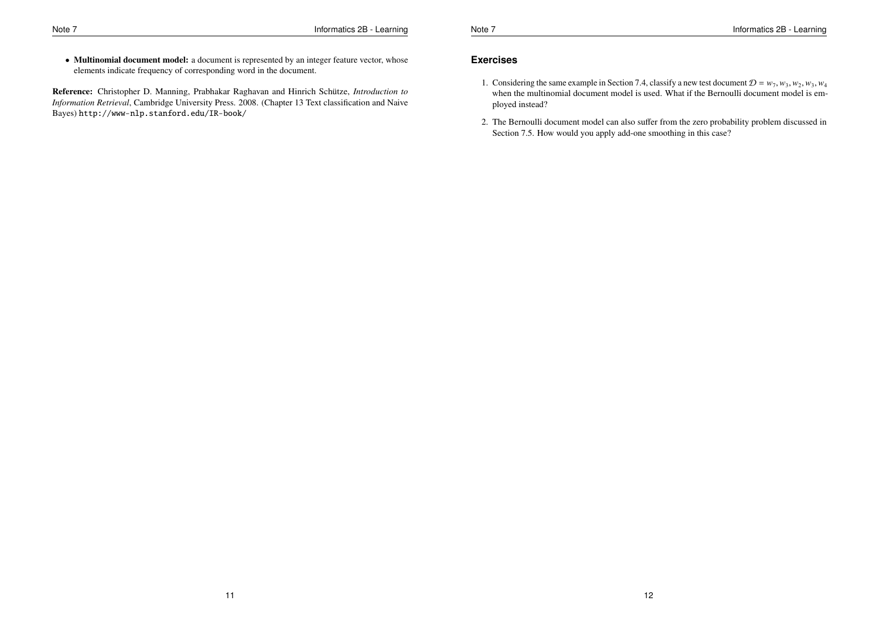- **Multinomial document model:** a document is represented by an integer feature vector, whose elements indicate frequency of corresponding word in the document.

**Reference:** Christopher D. Manning, Prabhakar Raghavan and Hinrich Schütze, *Introduction to Information Retrieval*, Cambridge University Press. 2008. (Chapter 13 Text classification and Naive Bayes) `http://www-nlp.stanford.edu/IR-book/`

## Exercises

1. Considering the same example in Section 7.4, classify a new test document $\mathcal{D} = w_7, w_3, w_2, w_3, w_4$ when the multinomial document model is used. What if the Bernoulli document model is employed instead?

2. The Bernoulli document model can also suffer from the zero probability problem discussed in Section 7.5. How would you apply add-one smoothing in this case?